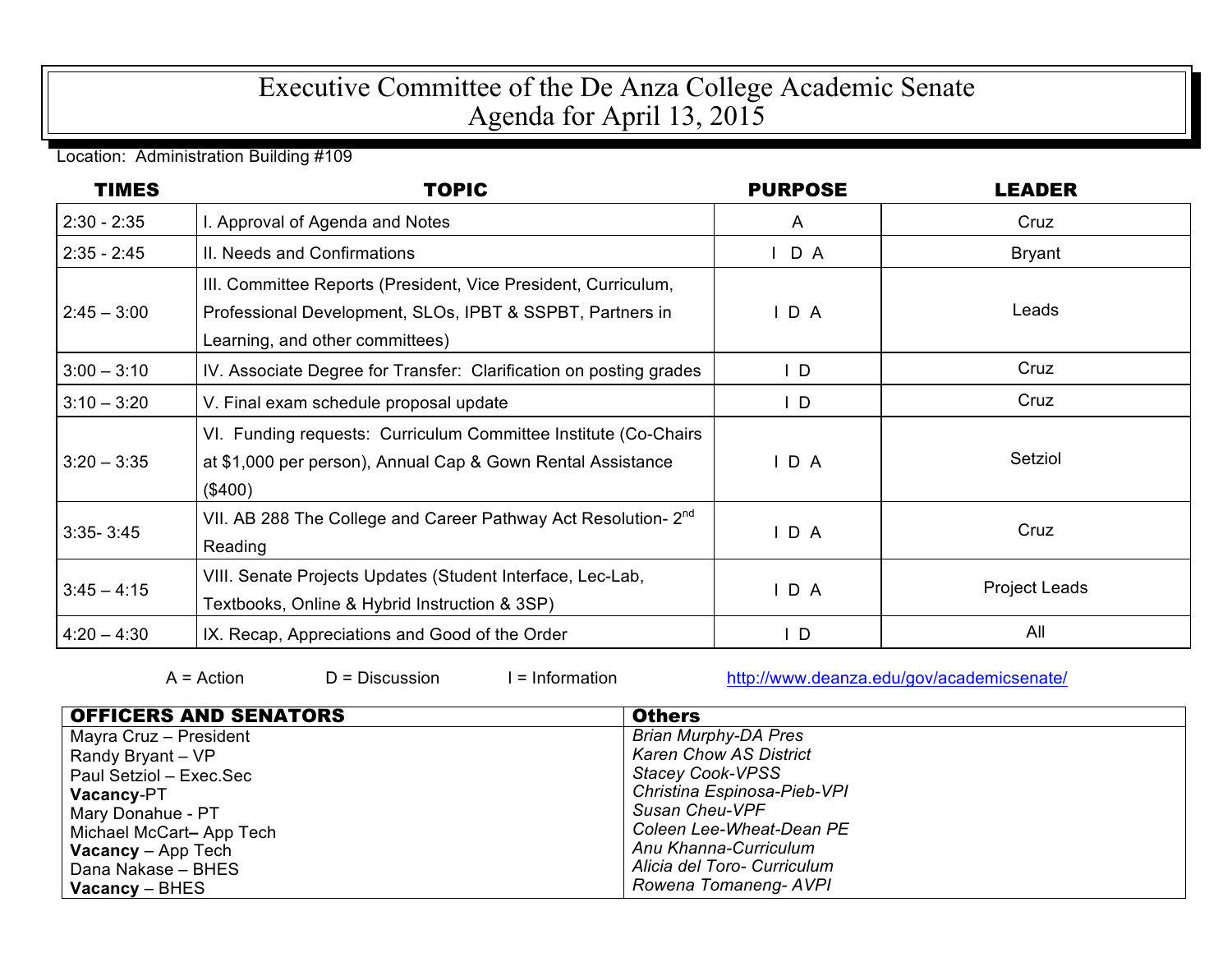# Executive Committee of the De Anza College Academic Senate
## Agenda for April 13, 2015

Location: Administration Building #109

| TIMES | TOPIC | PURPOSE | LEADER |
|---|---|---|---|
| 2:30 - 2:35 | I. Approval of Agenda and Notes | A | Cruz |
| 2:35 - 2:45 | II. Needs and Confirmations | I D A | Bryant |
| 2:45 – 3:00 | III. Committee Reports (President, Vice President, Curriculum, Professional Development, SLOs, IPBT & SSPBT, Partners in Learning, and other committees) | I D A | Leads |
| 3:00 – 3:10 | IV. Associate Degree for Transfer: Clarification on posting grades | I D | Cruz |
| 3:10 – 3:20 | V. Final exam schedule proposal update | I D | Cruz |
| 3:20 – 3:35 | VI. Funding requests: Curriculum Committee Institute (Co-Chairs at $1,000 per person), Annual Cap & Gown Rental Assistance ($400) | I D A | Setziol |
| 3:35- 3:45 | VII. AB 288 The College and Career Pathway Act Resolution- 2nd Reading | I D A | Cruz |
| 3:45 – 4:15 | VIII. Senate Projects Updates (Student Interface, Lec-Lab, Textbooks, Online & Hybrid Instruction & 3SP) | I D A | Project Leads |
| 4:20 – 4:30 | IX. Recap, Appreciations and Good of the Order | I D | All |

A = Action D = Discussion I = Information http://www.deanza.edu/gov/academicsenate/

| OFFICERS AND SENATORS | Others |
|---|---|
| Mayra Cruz – President | *Brian Murphy-DA Pres* |
| Randy Bryant – VP | *Karen Chow AS District* |
| Paul Setziol – Exec.Sec | *Stacey Cook-VPSS* |
| **Vacancy**-PT | *Christina Espinosa-Pieb-VPI* |
| Mary Donahue - PT | *Susan Cheu-VPF* |
| Michael McCart– App Tech | *Coleen Lee-Wheat-Dean PE* |
| **Vacancy** – App Tech | *Anu Khanna-Curriculum* |
| Dana Nakase – BHES | *Alicia del Toro- Curriculum* |
| **Vacancy** – BHES | *Rowena Tomaneng- AVPI* |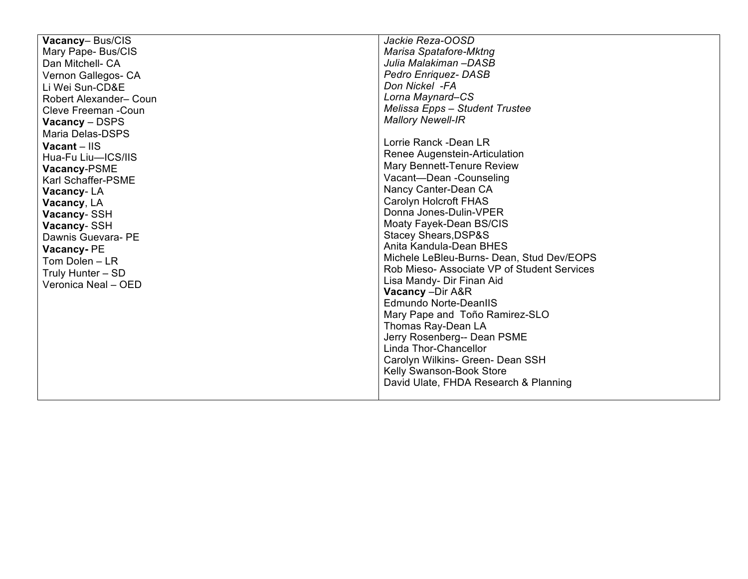| | |
|---|---|
| **Vacancy**– Bus/CIS<br>Mary Pape- Bus/CIS<br>Dan Mitchell- CA<br>Vernon Gallegos- CA<br>Li Wei Sun-CD&E<br>Robert Alexander– Coun<br>Cleve Freeman -Coun<br>**Vacancy** – DSPS<br>Maria Delas-DSPS<br>**Vacant** – IIS<br>Hua-Fu Liu—ICS/IIS<br>**Vacancy**-PSME<br>Karl Schaffer-PSME<br>**Vacancy**- LA<br>**Vacancy**, LA<br>**Vacancy**- SSH<br>**Vacancy**- SSH<br>Dawnis Guevara- PE<br>**Vacancy-** PE<br>Tom Dolen – LR<br>Truly Hunter – SD<br>Veronica Neal – OED | *Jackie Reza-OOSD*<br>*Marisa Spatafore-Mktng*<br>*Julia Malakiman –DASB*<br>*Pedro Enriquez- DASB*<br>*Don Nickel -FA*<br>*Lorna Maynard–CS*<br>*Melissa Epps – Student Trustee*<br>*Mallory Newell-IR*<br><br>Lorrie Ranck -Dean LR<br>Renee Augenstein-Articulation<br>Mary Bennett-Tenure Review<br>Vacant—Dean -Counseling<br>Nancy Canter-Dean CA<br>Carolyn Holcroft FHAS<br>Donna Jones-Dulin-VPER<br>Moaty Fayek-Dean BS/CIS<br>Stacey Shears,DSP&S<br>Anita Kandula-Dean BHES<br>Michele LeBleu-Burns- Dean, Stud Dev/EOPS<br>Rob Mieso- Associate VP of Student Services<br>Lisa Mandy- Dir Finan Aid<br>**Vacancy** –Dir A&R<br>Edmundo Norte-DeanIIS<br>Mary Pape and Toño Ramirez-SLO<br>Thomas Ray-Dean LA<br>Jerry Rosenberg-- Dean PSME<br>Linda Thor-Chancellor<br>Carolyn Wilkins- Green- Dean SSH<br>Kelly Swanson-Book Store<br>David Ulate, FHDA Research & Planning |